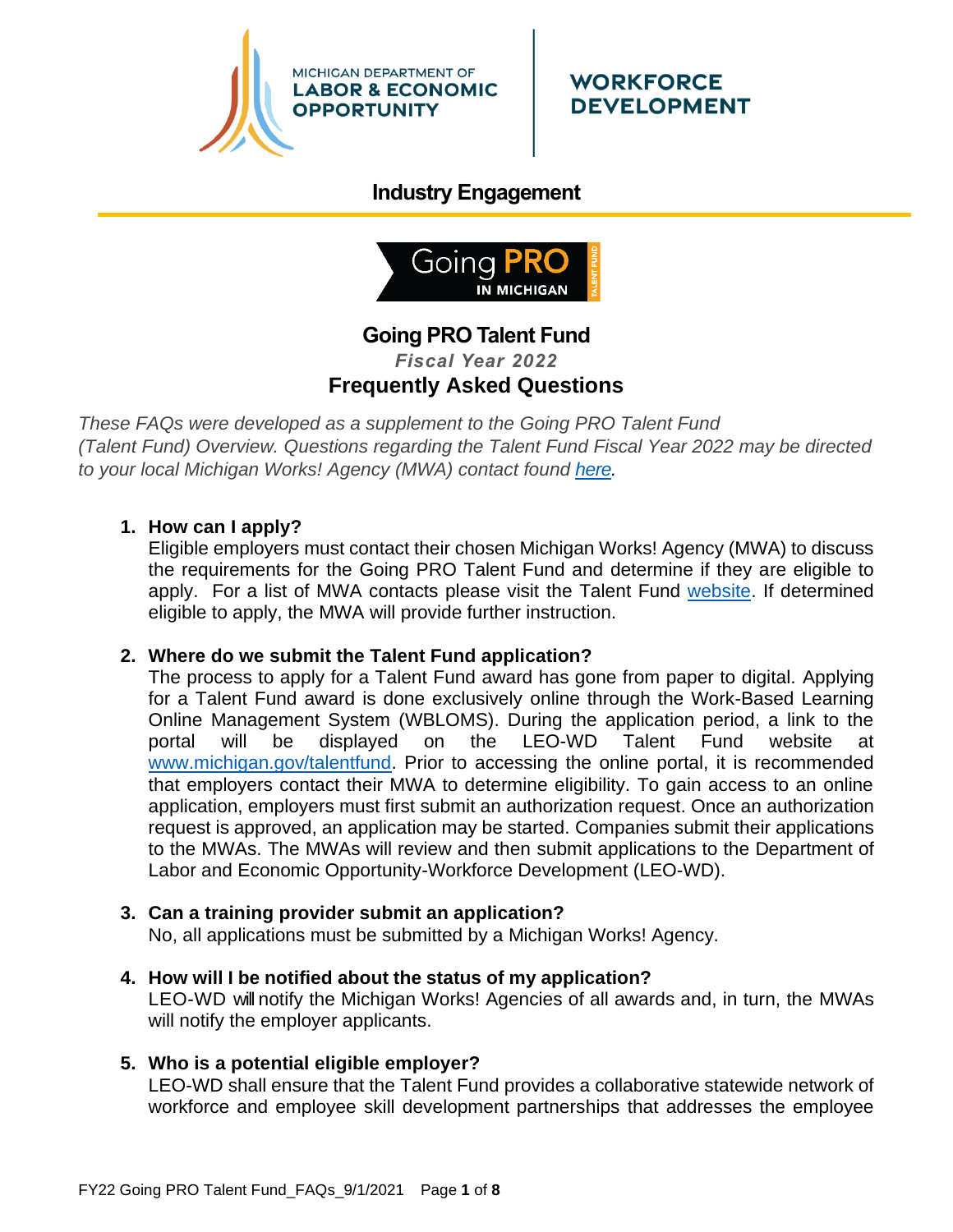MICHIGAN DEPARTMENT OF **LABOR & ECONOMIC OPPORTUNITY** | **WORKFORCE DEVELOPMENT**

## Industry Engagement

Going PRO IN MICHIGAN TALENT FUND

# Going PRO Talent Fund

***Fiscal Year 2022***

## Frequently Asked Questions

*These FAQs were developed as a supplement to the Going PRO Talent Fund (Talent Fund) Overview. Questions regarding the Talent Fund Fiscal Year 2022 may be directed to your local Michigan Works! Agency (MWA) contact found here.*

1. **How can I apply?**
   Eligible employers must contact their chosen Michigan Works! Agency (MWA) to discuss the requirements for the Going PRO Talent Fund and determine if they are eligible to apply. For a list of MWA contacts please visit the Talent Fund website. If determined eligible to apply, the MWA will provide further instruction.

2. **Where do we submit the Talent Fund application?**
   The process to apply for a Talent Fund award has gone from paper to digital. Applying for a Talent Fund award is done exclusively online through the Work-Based Learning Online Management System (WBLOMS). During the application period, a link to the portal will be displayed on the LEO-WD Talent Fund website at www.michigan.gov/talentfund. Prior to accessing the online portal, it is recommended that employers contact their MWA to determine eligibility. To gain access to an online application, employers must first submit an authorization request. Once an authorization request is approved, an application may be started. Companies submit their applications to the MWAs. The MWAs will review and then submit applications to the Department of Labor and Economic Opportunity-Workforce Development (LEO-WD).

3. **Can a training provider submit an application?**
   No, all applications must be submitted by a Michigan Works! Agency.

4. **How will I be notified about the status of my application?**
   LEO-WD will notify the Michigan Works! Agencies of all awards and, in turn, the MWAs will notify the employer applicants.

5. **Who is a potential eligible employer?**
   LEO-WD shall ensure that the Talent Fund provides a collaborative statewide network of workforce and employee skill development partnerships that addresses the employee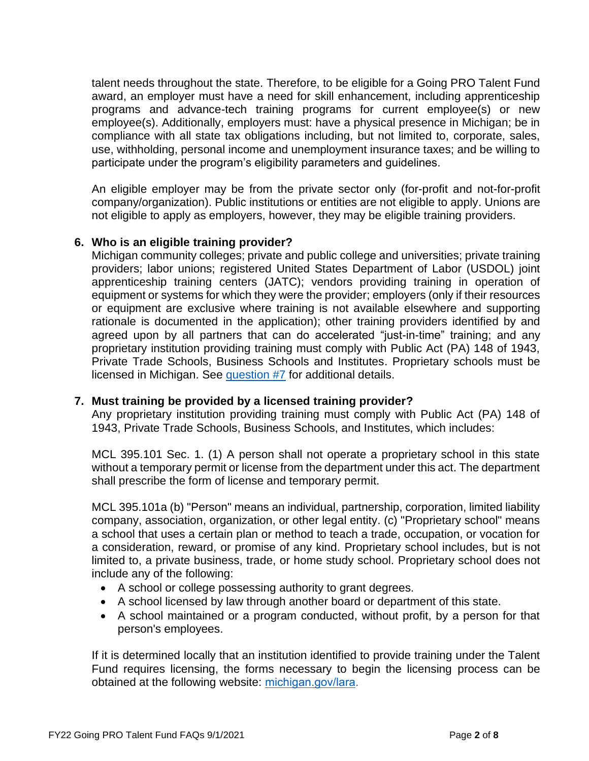talent needs throughout the state. Therefore, to be eligible for a Going PRO Talent Fund award, an employer must have a need for skill enhancement, including apprenticeship programs and advance-tech training programs for current employee(s) or new employee(s). Additionally, employers must: have a physical presence in Michigan; be in compliance with all state tax obligations including, but not limited to, corporate, sales, use, withholding, personal income and unemployment insurance taxes; and be willing to participate under the program's eligibility parameters and guidelines.

An eligible employer may be from the private sector only (for-profit and not-for-profit company/organization). Public institutions or entities are not eligible to apply. Unions are not eligible to apply as employers, however, they may be eligible training providers.

### 6. Who is an eligible training provider?

Michigan community colleges; private and public college and universities; private training providers; labor unions; registered United States Department of Labor (USDOL) joint apprenticeship training centers (JATC); vendors providing training in operation of equipment or systems for which they were the provider; employers (only if their resources or equipment are exclusive where training is not available elsewhere and supporting rationale is documented in the application); other training providers identified by and agreed upon by all partners that can do accelerated "just-in-time" training; and any proprietary institution providing training must comply with Public Act (PA) 148 of 1943, Private Trade Schools, Business Schools and Institutes. Proprietary schools must be licensed in Michigan. See question #7 for additional details.

### 7. Must training be provided by a licensed training provider?

Any proprietary institution providing training must comply with Public Act (PA) 148 of 1943, Private Trade Schools, Business Schools, and Institutes, which includes:

MCL 395.101 Sec. 1. (1) A person shall not operate a proprietary school in this state without a temporary permit or license from the department under this act. The department shall prescribe the form of license and temporary permit.

MCL 395.101a (b) "Person" means an individual, partnership, corporation, limited liability company, association, organization, or other legal entity. (c) "Proprietary school" means a school that uses a certain plan or method to teach a trade, occupation, or vocation for a consideration, reward, or promise of any kind. Proprietary school includes, but is not limited to, a private business, trade, or home study school. Proprietary school does not include any of the following:

- A school or college possessing authority to grant degrees.
- A school licensed by law through another board or department of this state.
- A school maintained or a program conducted, without profit, by a person for that person's employees.

If it is determined locally that an institution identified to provide training under the Talent Fund requires licensing, the forms necessary to begin the licensing process can be obtained at the following website: michigan.gov/lara.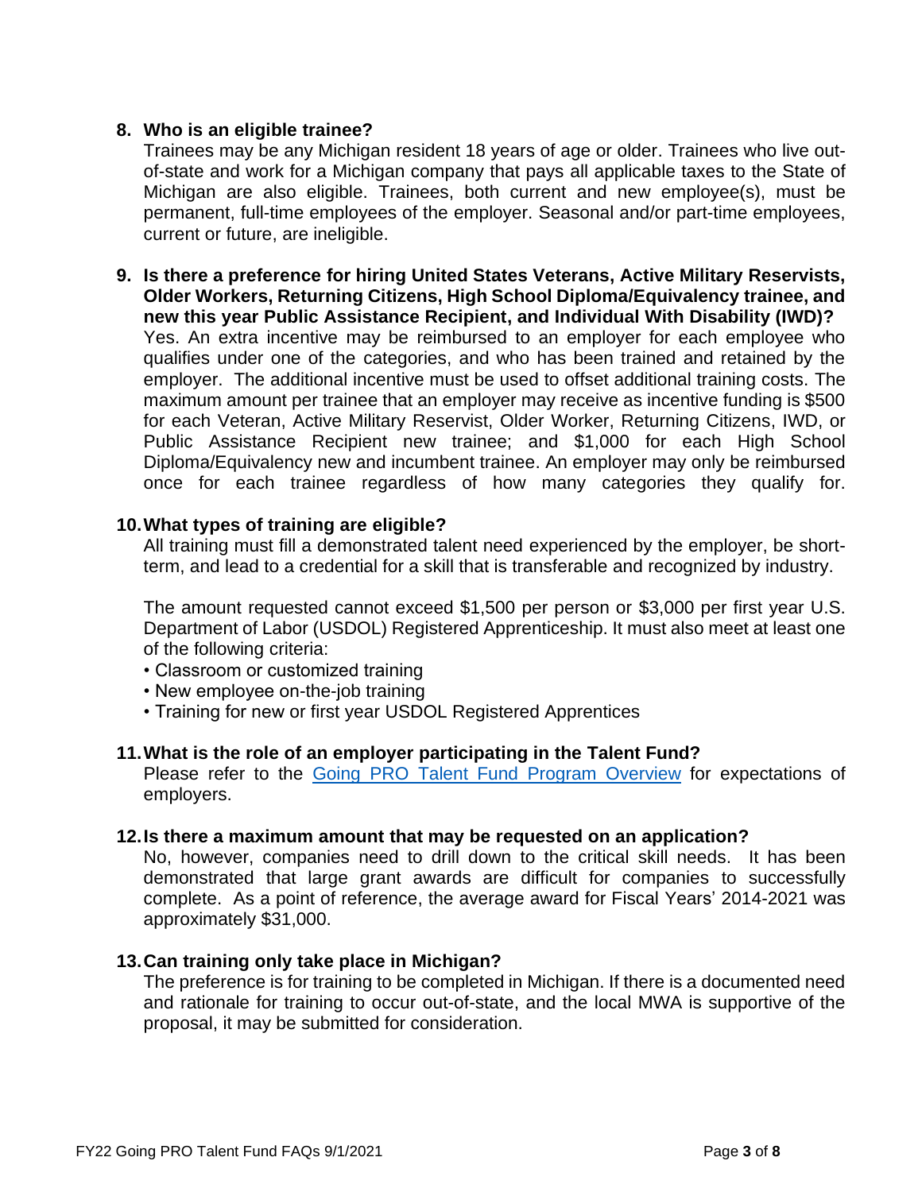8. **Who is an eligible trainee?**
   Trainees may be any Michigan resident 18 years of age or older. Trainees who live out-of-state and work for a Michigan company that pays all applicable taxes to the State of Michigan are also eligible. Trainees, both current and new employee(s), must be permanent, full-time employees of the employer. Seasonal and/or part-time employees, current or future, are ineligible.

9. **Is there a preference for hiring United States Veterans, Active Military Reservists, Older Workers, Returning Citizens, High School Diploma/Equivalency trainee, and new this year Public Assistance Recipient, and Individual With Disability (IWD)?**
   Yes. An extra incentive may be reimbursed to an employer for each employee who qualifies under one of the categories, and who has been trained and retained by the employer. The additional incentive must be used to offset additional training costs. The maximum amount per trainee that an employer may receive as incentive funding is $500 for each Veteran, Active Military Reservist, Older Worker, Returning Citizens, IWD, or Public Assistance Recipient new trainee; and $1,000 for each High School Diploma/Equivalency new and incumbent trainee. An employer may only be reimbursed once for each trainee regardless of how many categories they qualify for.

10. **What types of training are eligible?**
    All training must fill a demonstrated talent need experienced by the employer, be short-term, and lead to a credential for a skill that is transferable and recognized by industry.

    The amount requested cannot exceed $1,500 per person or $3,000 per first year U.S. Department of Labor (USDOL) Registered Apprenticeship. It must also meet at least one of the following criteria:
    - Classroom or customized training
    - New employee on-the-job training
    - Training for new or first year USDOL Registered Apprentices

11. **What is the role of an employer participating in the Talent Fund?**
    Please refer to the [Going PRO Talent Fund Program Overview]() for expectations of employers.

12. **Is there a maximum amount that may be requested on an application?**
    No, however, companies need to drill down to the critical skill needs. It has been demonstrated that large grant awards are difficult for companies to successfully complete. As a point of reference, the average award for Fiscal Years' 2014-2021 was approximately $31,000.

13. **Can training only take place in Michigan?**
    The preference is for training to be completed in Michigan. If there is a documented need and rationale for training to occur out-of-state, and the local MWA is supportive of the proposal, it may be submitted for consideration.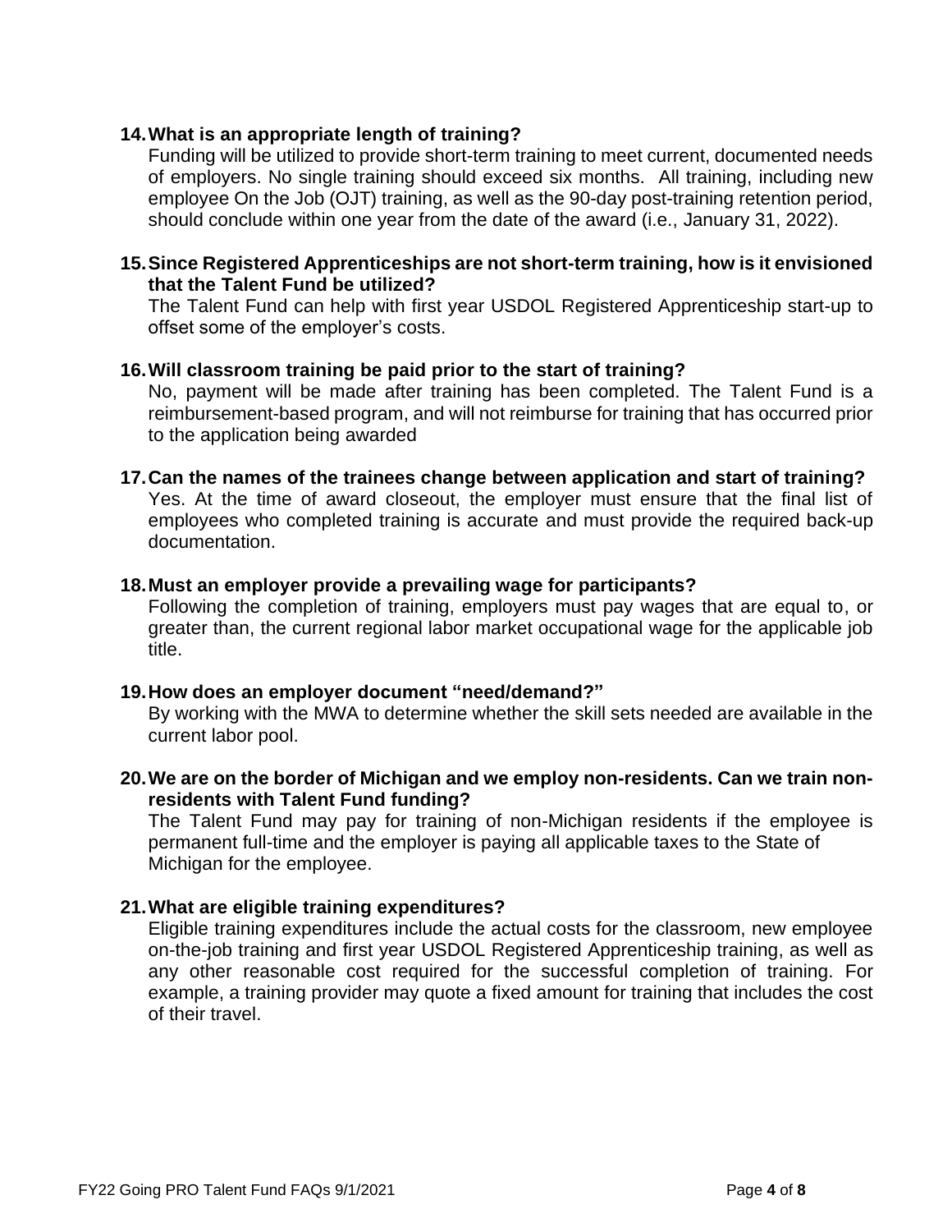**14. What is an appropriate length of training?**

Funding will be utilized to provide short-term training to meet current, documented needs of employers. No single training should exceed six months. All training, including new employee On the Job (OJT) training, as well as the 90-day post-training retention period, should conclude within one year from the date of the award (i.e., January 31, 2022).

**15. Since Registered Apprenticeships are not short-term training, how is it envisioned that the Talent Fund be utilized?**

The Talent Fund can help with first year USDOL Registered Apprenticeship start-up to offset some of the employer's costs.

**16. Will classroom training be paid prior to the start of training?**

No, payment will be made after training has been completed. The Talent Fund is a reimbursement-based program, and will not reimburse for training that has occurred prior to the application being awarded

**17. Can the names of the trainees change between application and start of training?**

Yes. At the time of award closeout, the employer must ensure that the final list of employees who completed training is accurate and must provide the required back-up documentation.

**18. Must an employer provide a prevailing wage for participants?**

Following the completion of training, employers must pay wages that are equal to, or greater than, the current regional labor market occupational wage for the applicable job title.

**19. How does an employer document "need/demand?"**

By working with the MWA to determine whether the skill sets needed are available in the current labor pool.

**20. We are on the border of Michigan and we employ non-residents. Can we train non-residents with Talent Fund funding?**

The Talent Fund may pay for training of non-Michigan residents if the employee is permanent full-time and the employer is paying all applicable taxes to the State of Michigan for the employee.

**21. What are eligible training expenditures?**

Eligible training expenditures include the actual costs for the classroom, new employee on-the-job training and first year USDOL Registered Apprenticeship training, as well as any other reasonable cost required for the successful completion of training. For example, a training provider may quote a fixed amount for training that includes the cost of their travel.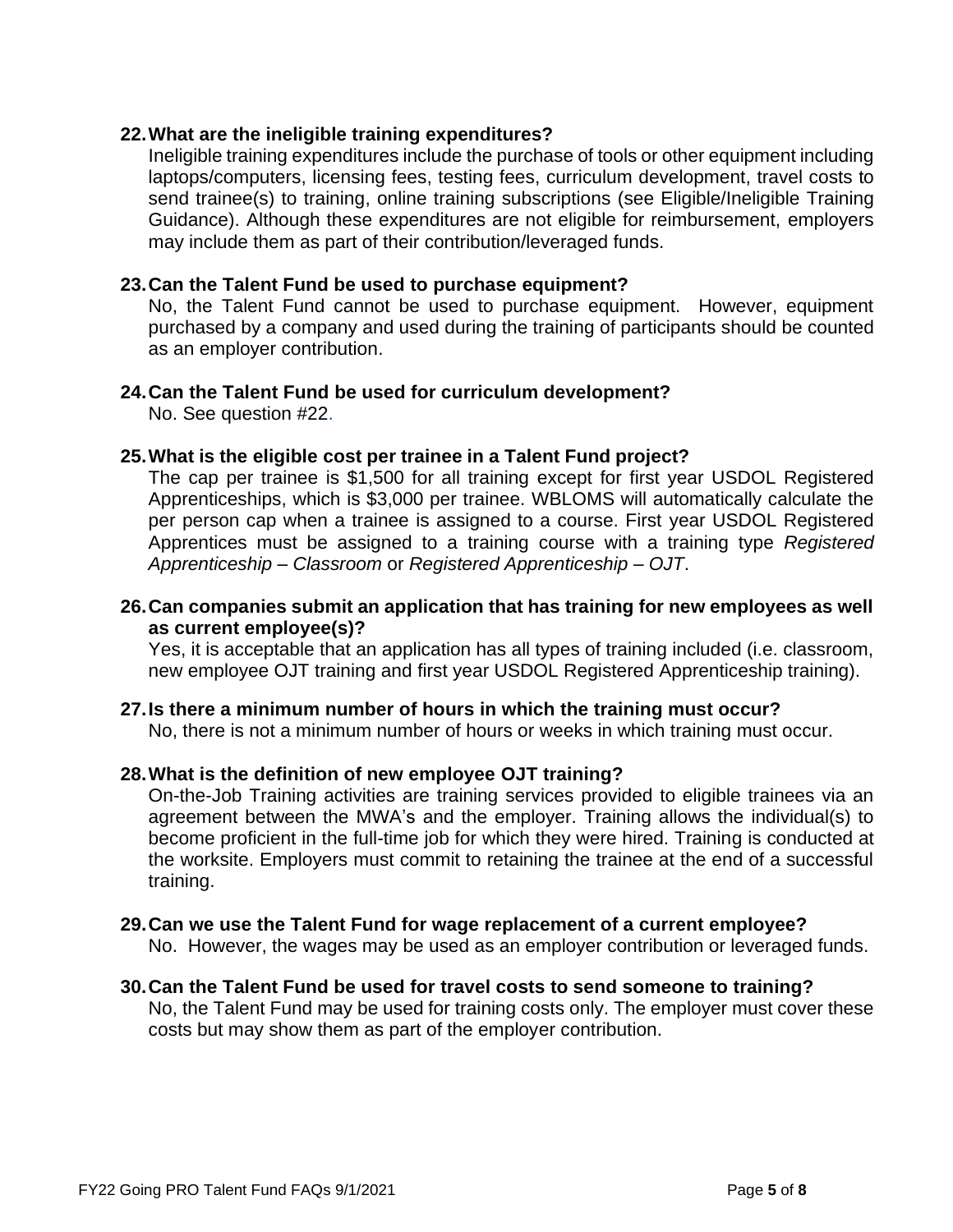**22. What are the ineligible training expenditures?**

Ineligible training expenditures include the purchase of tools or other equipment including laptops/computers, licensing fees, testing fees, curriculum development, travel costs to send trainee(s) to training, online training subscriptions (see Eligible/Ineligible Training Guidance). Although these expenditures are not eligible for reimbursement, employers may include them as part of their contribution/leveraged funds.

**23. Can the Talent Fund be used to purchase equipment?**

No, the Talent Fund cannot be used to purchase equipment. However, equipment purchased by a company and used during the training of participants should be counted as an employer contribution.

**24. Can the Talent Fund be used for curriculum development?**

No. See question #22.

**25. What is the eligible cost per trainee in a Talent Fund project?**

The cap per trainee is $1,500 for all training except for first year USDOL Registered Apprenticeships, which is $3,000 per trainee. WBLOMS will automatically calculate the per person cap when a trainee is assigned to a course. First year USDOL Registered Apprentices must be assigned to a training course with a training type *Registered Apprenticeship – Classroom* or *Registered Apprenticeship – OJT*.

**26. Can companies submit an application that has training for new employees as well as current employee(s)?**

Yes, it is acceptable that an application has all types of training included (i.e. classroom, new employee OJT training and first year USDOL Registered Apprenticeship training).

**27. Is there a minimum number of hours in which the training must occur?**

No, there is not a minimum number of hours or weeks in which training must occur.

**28. What is the definition of new employee OJT training?**

On-the-Job Training activities are training services provided to eligible trainees via an agreement between the MWA's and the employer. Training allows the individual(s) to become proficient in the full-time job for which they were hired. Training is conducted at the worksite. Employers must commit to retaining the trainee at the end of a successful training.

**29. Can we use the Talent Fund for wage replacement of a current employee?**

No. However, the wages may be used as an employer contribution or leveraged funds.

**30. Can the Talent Fund be used for travel costs to send someone to training?**

No, the Talent Fund may be used for training costs only. The employer must cover these costs but may show them as part of the employer contribution.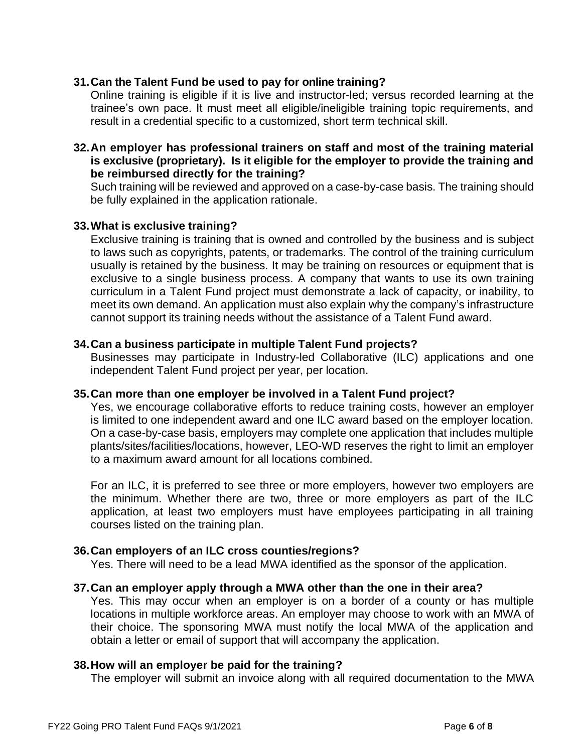**31. Can the Talent Fund be used to pay for online training?**

Online training is eligible if it is live and instructor-led; versus recorded learning at the trainee's own pace. It must meet all eligible/ineligible training topic requirements, and result in a credential specific to a customized, short term technical skill.

**32. An employer has professional trainers on staff and most of the training material is exclusive (proprietary). Is it eligible for the employer to provide the training and be reimbursed directly for the training?**

Such training will be reviewed and approved on a case-by-case basis. The training should be fully explained in the application rationale.

**33. What is exclusive training?**

Exclusive training is training that is owned and controlled by the business and is subject to laws such as copyrights, patents, or trademarks. The control of the training curriculum usually is retained by the business. It may be training on resources or equipment that is exclusive to a single business process. A company that wants to use its own training curriculum in a Talent Fund project must demonstrate a lack of capacity, or inability, to meet its own demand. An application must also explain why the company's infrastructure cannot support its training needs without the assistance of a Talent Fund award.

**34. Can a business participate in multiple Talent Fund projects?**

Businesses may participate in Industry-led Collaborative (ILC) applications and one independent Talent Fund project per year, per location.

**35. Can more than one employer be involved in a Talent Fund project?**

Yes, we encourage collaborative efforts to reduce training costs, however an employer is limited to one independent award and one ILC award based on the employer location. On a case-by-case basis, employers may complete one application that includes multiple plants/sites/facilities/locations, however, LEO-WD reserves the right to limit an employer to a maximum award amount for all locations combined.

For an ILC, it is preferred to see three or more employers, however two employers are the minimum. Whether there are two, three or more employers as part of the ILC application, at least two employers must have employees participating in all training courses listed on the training plan.

**36. Can employers of an ILC cross counties/regions?**

Yes. There will need to be a lead MWA identified as the sponsor of the application.

**37. Can an employer apply through a MWA other than the one in their area?**

Yes. This may occur when an employer is on a border of a county or has multiple locations in multiple workforce areas. An employer may choose to work with an MWA of their choice. The sponsoring MWA must notify the local MWA of the application and obtain a letter or email of support that will accompany the application.

**38. How will an employer be paid for the training?**

The employer will submit an invoice along with all required documentation to the MWA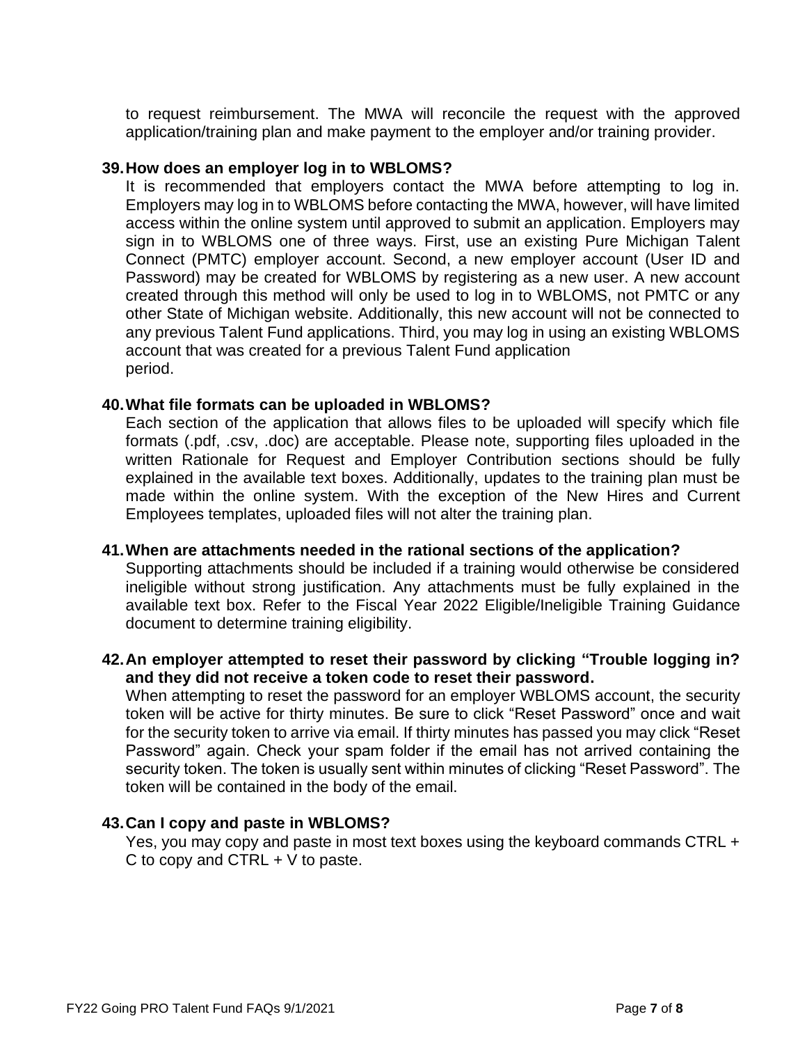to request reimbursement. The MWA will reconcile the request with the approved application/training plan and make payment to the employer and/or training provider.

**39. How does an employer log in to WBLOMS?**

It is recommended that employers contact the MWA before attempting to log in. Employers may log in to WBLOMS before contacting the MWA, however, will have limited access within the online system until approved to submit an application. Employers may sign in to WBLOMS one of three ways. First, use an existing Pure Michigan Talent Connect (PMTC) employer account. Second, a new employer account (User ID and Password) may be created for WBLOMS by registering as a new user. A new account created through this method will only be used to log in to WBLOMS, not PMTC or any other State of Michigan website. Additionally, this new account will not be connected to any previous Talent Fund applications. Third, you may log in using an existing WBLOMS account that was created for a previous Talent Fund application period.

**40. What file formats can be uploaded in WBLOMS?**

Each section of the application that allows files to be uploaded will specify which file formats (.pdf, .csv, .doc) are acceptable. Please note, supporting files uploaded in the written Rationale for Request and Employer Contribution sections should be fully explained in the available text boxes. Additionally, updates to the training plan must be made within the online system. With the exception of the New Hires and Current Employees templates, uploaded files will not alter the training plan.

**41. When are attachments needed in the rational sections of the application?**

Supporting attachments should be included if a training would otherwise be considered ineligible without strong justification. Any attachments must be fully explained in the available text box. Refer to the Fiscal Year 2022 Eligible/Ineligible Training Guidance document to determine training eligibility.

**42. An employer attempted to reset their password by clicking "Trouble logging in? and they did not receive a token code to reset their password.**

When attempting to reset the password for an employer WBLOMS account, the security token will be active for thirty minutes. Be sure to click "Reset Password" once and wait for the security token to arrive via email. If thirty minutes has passed you may click "Reset Password" again. Check your spam folder if the email has not arrived containing the security token. The token is usually sent within minutes of clicking "Reset Password". The token will be contained in the body of the email.

**43. Can I copy and paste in WBLOMS?**

Yes, you may copy and paste in most text boxes using the keyboard commands CTRL + C to copy and CTRL + V to paste.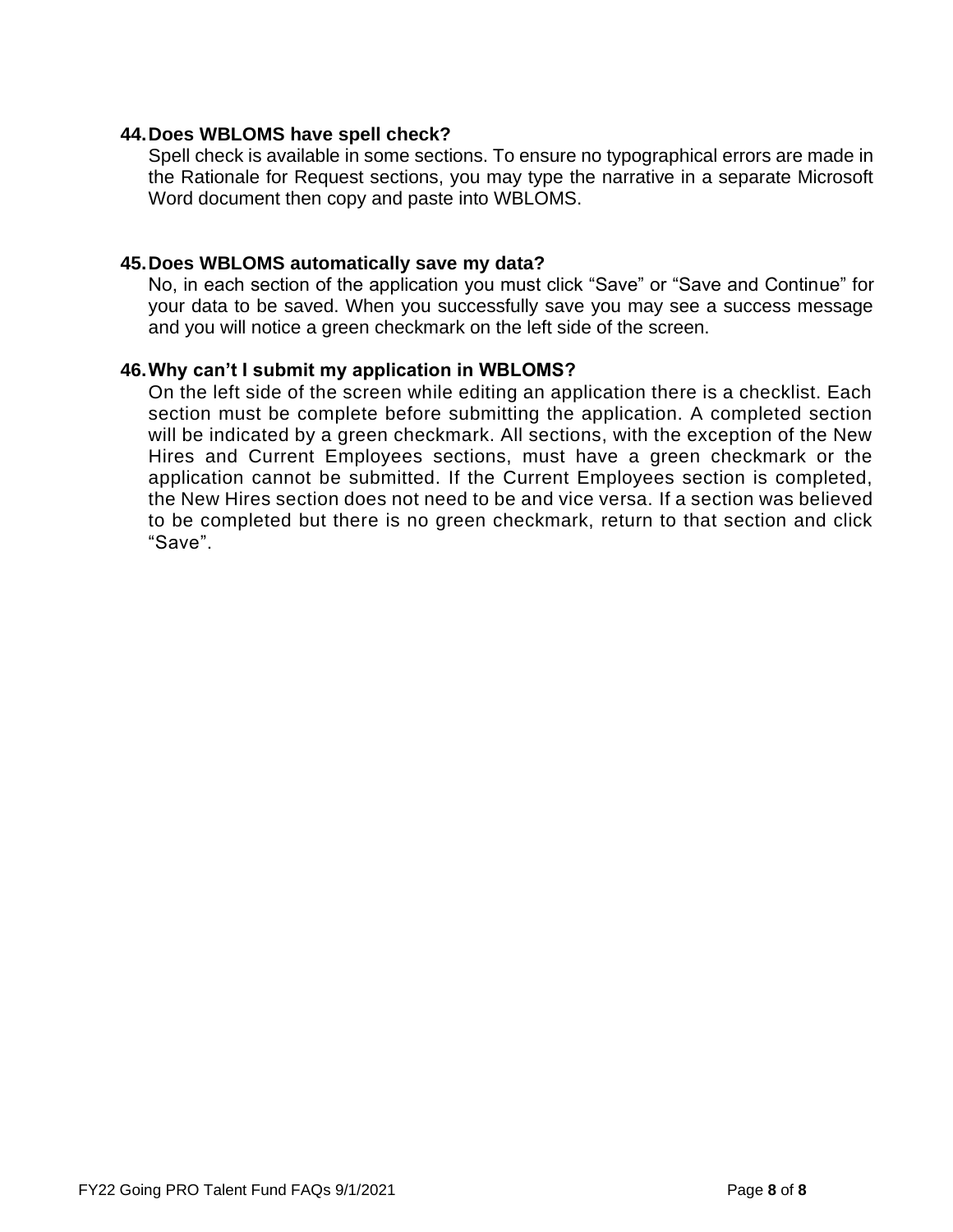**44. Does WBLOMS have spell check?**

Spell check is available in some sections. To ensure no typographical errors are made in the Rationale for Request sections, you may type the narrative in a separate Microsoft Word document then copy and paste into WBLOMS.

**45. Does WBLOMS automatically save my data?**

No, in each section of the application you must click "Save" or "Save and Continue" for your data to be saved. When you successfully save you may see a success message and you will notice a green checkmark on the left side of the screen.

**46. Why can't I submit my application in WBLOMS?**

On the left side of the screen while editing an application there is a checklist. Each section must be complete before submitting the application. A completed section will be indicated by a green checkmark. All sections, with the exception of the New Hires and Current Employees sections, must have a green checkmark or the application cannot be submitted. If the Current Employees section is completed, the New Hires section does not need to be and vice versa. If a section was believed to be completed but there is no green checkmark, return to that section and click "Save".